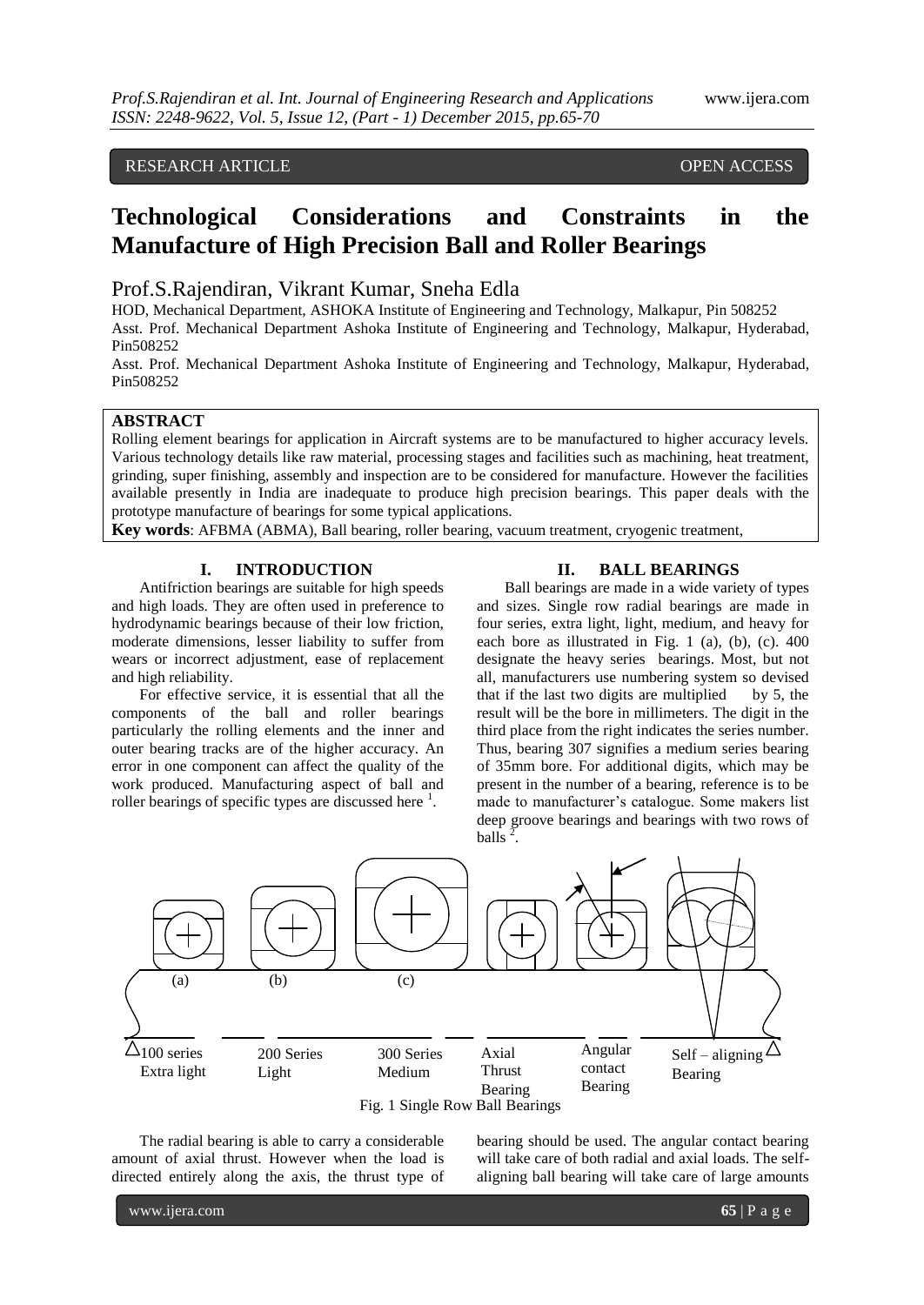RESEARCH ARTICLE OPEN ACCESS

# Technological Considerations and Constraints in the Manufacture of High Precision Ball and Roller Bearings

Prof.S.Rajendiran, Vikrant Kumar, Sneha Edla

HOD, Mechanical Department, ASHOKA Institute of Engineering and Technology, Malkapur, Pin 508252
Asst. Prof. Mechanical Department Ashoka Institute of Engineering and Technology, Malkapur, Hyderabad, Pin508252
Asst. Prof. Mechanical Department Ashoka Institute of Engineering and Technology, Malkapur, Hyderabad, Pin508252

## ABSTRACT

Rolling element bearings for application in Aircraft systems are to be manufactured to higher accuracy levels. Various technology details like raw material, processing stages and facilities such as machining, heat treatment, grinding, super finishing, assembly and inspection are to be considered for manufacture. However the facilities available presently in India are inadequate to produce high precision bearings. This paper deals with the prototype manufacture of bearings for some typical applications.

**Key words**: AFBMA (ABMA), Ball bearing, roller bearing, vacuum treatment, cryogenic treatment,

## I. INTRODUCTION

Antifriction bearings are suitable for high speeds and high loads. They are often used in preference to hydrodynamic bearings because of their low friction, moderate dimensions, lesser liability to suffer from wears or incorrect adjustment, ease of replacement and high reliability.

For effective service, it is essential that all the components of the ball and roller bearings particularly the rolling elements and the inner and outer bearing tracks are of the higher accuracy. An error in one component can affect the quality of the work produced. Manufacturing aspect of ball and roller bearings of specific types are discussed here [1].

## II. BALL BEARINGS

Ball bearings are made in a wide variety of types and sizes. Single row radial bearings are made in four series, extra light, light, medium, and heavy for each bore as illustrated in Fig. 1 (a), (b), (c). 400 designate the heavy series bearings. Most, but not all, manufacturers use numbering system so devised that if the last two digits are multiplied by 5, the result will be the bore in millimeters. The digit in the third place from the right indicates the series number. Thus, bearing 307 signifies a medium series bearing of 35mm bore. For additional digits, which may be present in the number of a bearing, reference is to be made to manufacturer's catalogue. Some makers list deep groove bearings and bearings with two rows of balls [2].

(a) (b) (c)

100 series Extra light | 200 Series Light | 300 Series Medium | Axial Thrust Bearing | Angular contact Bearing | Self – aligning Bearing

Fig. 1 Single Row Ball Bearings

The radial bearing is able to carry a considerable amount of axial thrust. However when the load is directed entirely along the axis, the thrust type of bearing should be used. The angular contact bearing will take care of both radial and axial loads. The self-aligning ball bearing will take care of large amounts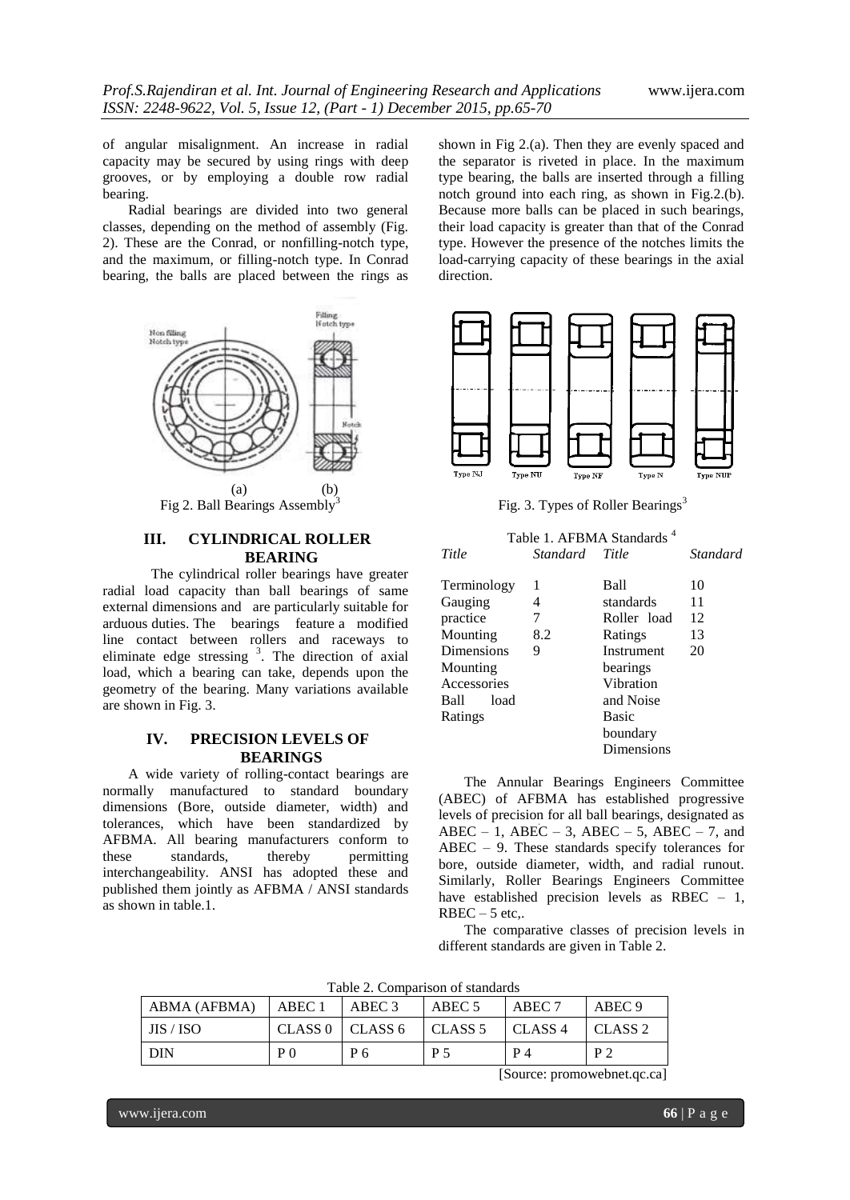of angular misalignment. An increase in radial capacity may be secured by using rings with deep grooves, or by employing a double row radial bearing.

Radial bearings are divided into two general classes, depending on the method of assembly (Fig. 2). These are the Conrad, or nonfilling-notch type, and the maximum, or filling-notch type. In Conrad bearing, the balls are placed between the rings as shown in Fig 2.(a). Then they are evenly spaced and the separator is riveted in place. In the maximum type bearing, the balls are inserted through a filling notch ground into each ring, as shown in Fig.2.(b). Because more balls can be placed in such bearings, their load capacity is greater than that of the Conrad type. However the presence of the notches limits the load-carrying capacity of these bearings in the axial direction.

Fig 2. Ball Bearings Assembly[3]

## III. CYLINDRICAL ROLLER BEARING

The cylindrical roller bearings have greater radial load capacity than ball bearings of same external dimensions and are particularly suitable for arduous duties. The bearings feature a modified line contact between rollers and raceways to eliminate edge stressing [3]. The direction of axial load, which a bearing can take, depends upon the geometry of the bearing. Many variations available are shown in Fig. 3.

Fig. 3. Types of Roller Bearings[3]

## IV. PRECISION LEVELS OF BEARINGS

A wide variety of rolling-contact bearings are normally manufactured to standard boundary dimensions (Bore, outside diameter, width) and tolerances, which have been standardized by AFBMA. All bearing manufacturers conform to these standards, thereby permitting interchangeability. ANSI has adopted these and published them jointly as AFBMA / ANSI standards as shown in table.1.

Table 1. AFBMA Standards [4]

| *Title* | *Standard* | *Title* | *Standard* |
|---|---|---|---|
| Terminology | 1 | Ball standards | 10 |
| Gauging practice | 4 | Roller load Ratings | 11 |
| Mounting Dimensions | 7 | Instrument bearings | 12 |
| Mounting Accessories | 8.2 | Vibration and Noise | 13 |
| Ball load Ratings | 9 | Basic boundary Dimensions | 20 |

The Annular Bearings Engineers Committee (ABEC) of AFBMA has established progressive levels of precision for all ball bearings, designated as ABEC – 1, ABEC – 3, ABEC – 5, ABEC – 7, and ABEC – 9. These standards specify tolerances for bore, outside diameter, width, and radial runout. Similarly, Roller Bearings Engineers Committee have established precision levels as RBEC – 1, RBEC – 5 etc,.

The comparative classes of precision levels in different standards are given in Table 2.

Table 2. Comparison of standards

| ABMA (AFBMA) | ABEC 1 | ABEC 3 | ABEC 5 | ABEC 7 | ABEC 9 |
|---|---|---|---|---|---|
| JIS / ISO | CLASS 0 | CLASS 6 | CLASS 5 | CLASS 4 | CLASS 2 |
| DIN | P 0 | P 6 | P 5 | P 4 | P 2 |

[Source: promowebnet.qc.ca]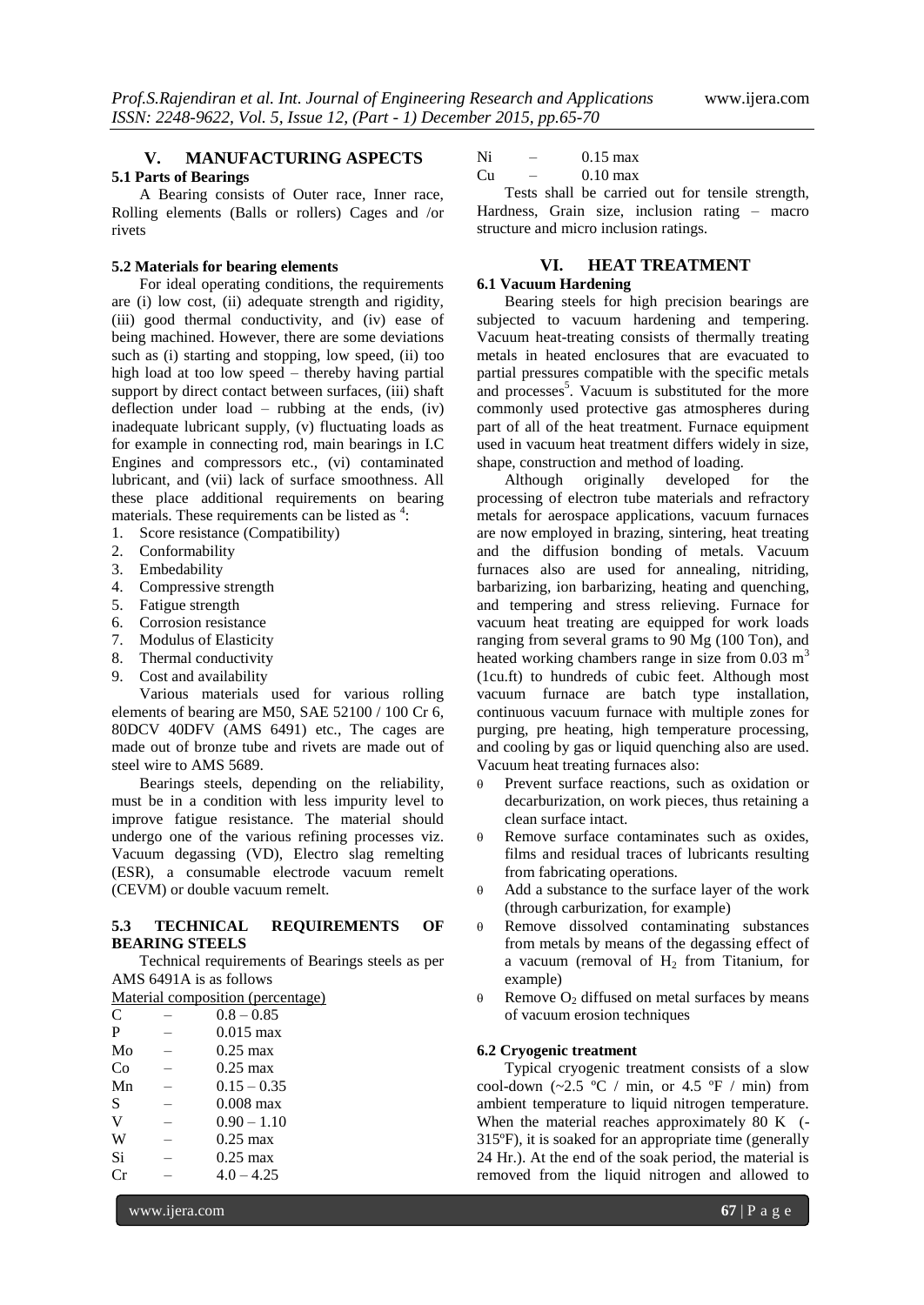## V. MANUFACTURING ASPECTS

### 5.1 Parts of Bearings

A Bearing consists of Outer race, Inner race, Rolling elements (Balls or rollers) Cages and /or rivets

### 5.2 Materials for bearing elements

For ideal operating conditions, the requirements are (i) low cost, (ii) adequate strength and rigidity, (iii) good thermal conductivity, and (iv) ease of being machined. However, there are some deviations such as (i) starting and stopping, low speed, (ii) too high load at too low speed – thereby having partial support by direct contact between surfaces, (iii) shaft deflection under load – rubbing at the ends, (iv) inadequate lubricant supply, (v) fluctuating loads as for example in connecting rod, main bearings in I.C Engines and compressors etc., (vi) contaminated lubricant, and (vii) lack of surface smoothness. All these place additional requirements on bearing materials. These requirements can be listed as [4]:

1. Score resistance (Compatibility)
2. Conformability
3. Embedability
4. Compressive strength
5. Fatigue strength
6. Corrosion resistance
7. Modulus of Elasticity
8. Thermal conductivity
9. Cost and availability

Various materials used for various rolling elements of bearing are M50, SAE 52100 / 100 Cr 6, 80DCV 40DFV (AMS 6491) etc., The cages are made out of bronze tube and rivets are made out of steel wire to AMS 5689.

Bearings steels, depending on the reliability, must be in a condition with less impurity level to improve fatigue resistance. The material should undergo one of the various refining processes viz. Vacuum degassing (VD), Electro slag remelting (ESR), a consumable electrode vacuum remelt (CEVM) or double vacuum remelt.

### 5.3 TECHNICAL REQUIREMENTS OF BEARING STEELS

Technical requirements of Bearings steels as per AMS 6491A is as follows

<u>Material composition (percentage)</u>

| | | |
|---|---|---|
| C | – | 0.8 – 0.85 |
| P | – | 0.015 max |
| Mo | – | 0.25 max |
| Co | – | 0.25 max |
| Mn | – | 0.15 – 0.35 |
| S | – | 0.008 max |
| V | – | 0.90 – 1.10 |
| W | – | 0.25 max |
| Si | – | 0.25 max |
| Cr | – | 4.0 – 4.25 |
| Ni | – | 0.15 max |
| Cu | – | 0.10 max |

Tests shall be carried out for tensile strength, Hardness, Grain size, inclusion rating – macro structure and micro inclusion ratings.

## VI. HEAT TREATMENT

### 6.1 Vacuum Hardening

Bearing steels for high precision bearings are subjected to vacuum hardening and tempering. Vacuum heat-treating consists of thermally treating metals in heated enclosures that are evacuated to partial pressures compatible with the specific metals and processes[5]. Vacuum is substituted for the more commonly used protective gas atmospheres during part of all of the heat treatment. Furnace equipment used in vacuum heat treatment differs widely in size, shape, construction and method of loading.

Although originally developed for the processing of electron tube materials and refractory metals for aerospace applications, vacuum furnaces are now employed in brazing, sintering, heat treating and the diffusion bonding of metals. Vacuum furnaces also are used for annealing, nitriding, barbarizing, ion barbarizing, heating and quenching, and tempering and stress relieving. Furnace for vacuum heat treating are equipped for work loads ranging from several grams to 90 Mg (100 Ton), and heated working chambers range in size from 0.03 $m^3$ (1cu.ft) to hundreds of cubic feet. Although most vacuum furnace are batch type installation, continuous vacuum furnace with multiple zones for purging, pre heating, high temperature processing, and cooling by gas or liquid quenching also are used. Vacuum heat treating furnaces also:

- Prevent surface reactions, such as oxidation or decarburization, on work pieces, thus retaining a clean surface intact.
- Remove surface contaminates such as oxides, films and residual traces of lubricants resulting from fabricating operations.
- Add a substance to the surface layer of the work (through carburization, for example)
- Remove dissolved contaminating substances from metals by means of the degassing effect of a vacuum (removal of $H_2$ from Titanium, for example)
- Remove $O_2$ diffused on metal surfaces by means of vacuum erosion techniques

### 6.2 Cryogenic treatment

Typical cryogenic treatment consists of a slow cool-down (~2.5 ºC / min, or 4.5 ºF / min) from ambient temperature to liquid nitrogen temperature. When the material reaches approximately 80 K (-315ºF), it is soaked for an appropriate time (generally 24 Hr.). At the end of the soak period, the material is removed from the liquid nitrogen and allowed to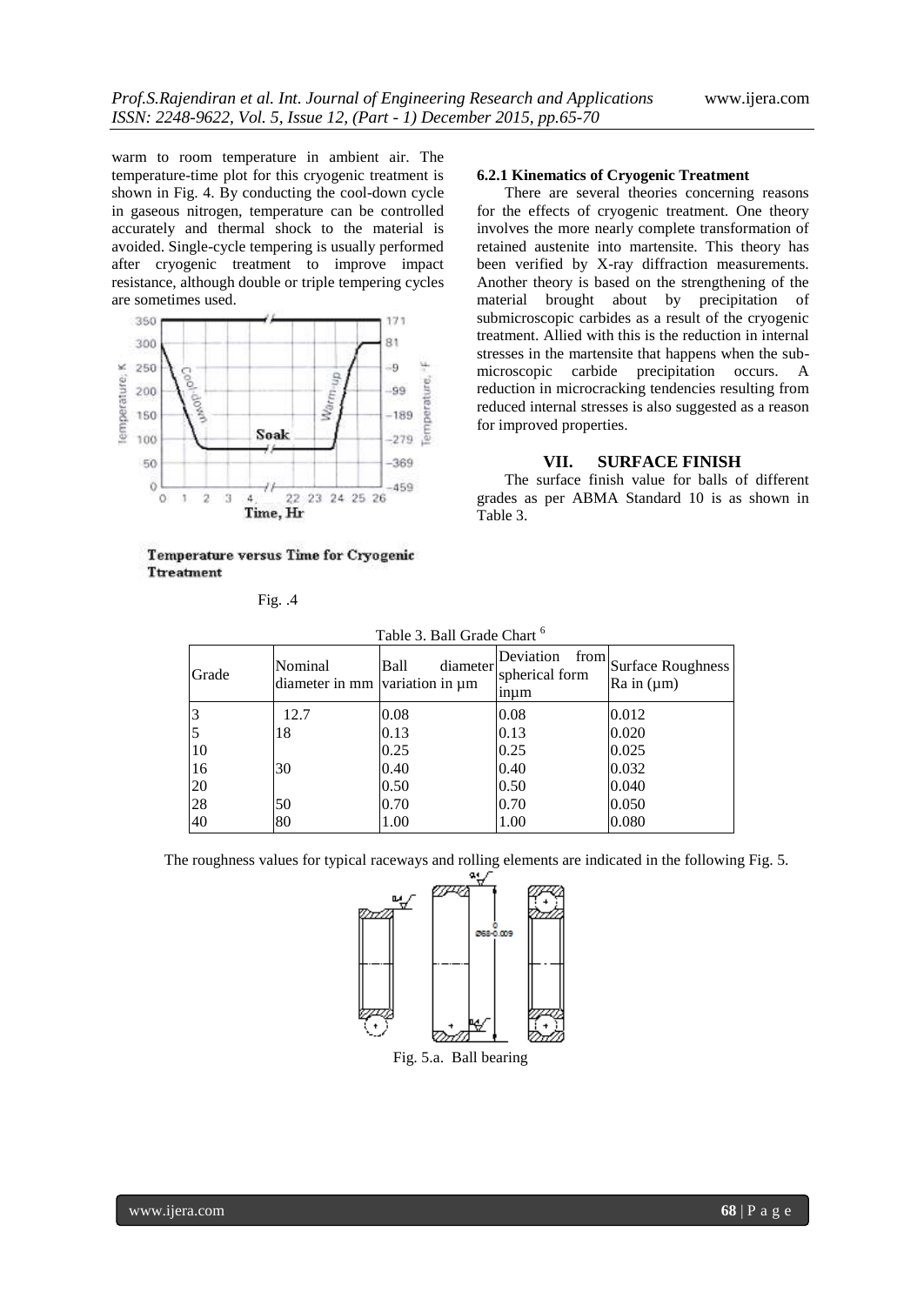warm to room temperature in ambient air. The temperature-time plot for this cryogenic treatment is shown in Fig. 4. By conducting the cool-down cycle in gaseous nitrogen, temperature can be controlled accurately and thermal shock to the material is avoided. Single-cycle tempering is usually performed after cryogenic treatment to improve impact resistance, although double or triple tempering cycles are sometimes used.

Temperature versus Time for Cryogenic Ttreatment

Fig. .4

#### 6.2.1 Kinematics of Cryogenic Treatment

There are several theories concerning reasons for the effects of cryogenic treatment. One theory involves the more nearly complete transformation of retained austenite into martensite. This theory has been verified by X-ray diffraction measurements. Another theory is based on the strengthening of the material brought about by precipitation of submicroscopic carbides as a result of the cryogenic treatment. Allied with this is the reduction in internal stresses in the martensite that happens when the sub-microscopic carbide precipitation occurs. A reduction in microcracking tendencies resulting from reduced internal stresses is also suggested as a reason for improved properties.

## VII. SURFACE FINISH

The surface finish value for balls of different grades as per ABMA Standard 10 is as shown in Table 3.

Table 3. Ball Grade Chart [6]

| Grade | Nominal diameter in mm | Ball diameter variation in µm | Deviation from spherical form inµm | Surface Roughness Ra in (µm) |
|---|---|---|---|---|
| 3 | 12.7 | 0.08 | 0.08 | 0.012 |
| 5 | 18 | 0.13 | 0.13 | 0.020 |
| 10 | | 0.25 | 0.25 | 0.025 |
| 16 | 30 | 0.40 | 0.40 | 0.032 |
| 20 | | 0.50 | 0.50 | 0.040 |
| 28 | 50 | 0.70 | 0.70 | 0.050 |
| 40 | 80 | 1.00 | 1.00 | 0.080 |

The roughness values for typical raceways and rolling elements are indicated in the following Fig. 5.

Fig. 5.a. Ball bearing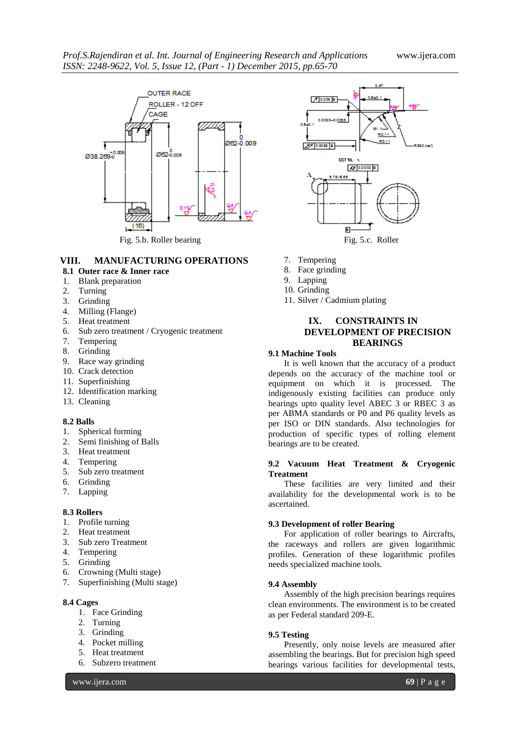Fig. 5.b. Roller bearing

Fig. 5.c. Roller

## VIII. MANUFACTURING OPERATIONS

### 8.1 Outer race & Inner race

1. Blank preparation
2. Turning
3. Grinding
4. Milling (Flange)
5. Heat treatment
6. Sub zero treatment / Cryogenic treatment
7. Tempering
8. Grinding
9. Race way grinding
10. Crack detection
11. Superfinishing
12. Identification marking
13. Cleaning

### 8.2 Balls

1. Spherical forming
2. Semi finishing of Balls
3. Heat treatment
4. Tempering
5. Sub zero treatment
6. Grinding
7. Lapping

### 8.3 Rollers

1. Profile turning
2. Heat treatment
3. Sub zero Treatment
4. Tempering
5. Grinding
6. Crowning (Multi stage)
7. Superfinishing (Multi stage)

### 8.4 Cages

1. Face Grinding
2. Turning
3. Grinding
4. Pocket milling
5. Heat treatment
6. Subzero treatment
7. Tempering
8. Face grinding
9. Lapping
10. Grinding
11. Silver / Cadmium plating

## IX. CONSTRAINTS IN DEVELOPMENT OF PRECISION BEARINGS

### 9.1 Machine Tools

It is well known that the accuracy of a product depends on the accuracy of the machine tool or equipment on which it is processed. The indigenously existing facilities can produce only bearings upto quality level ABEC 3 or RBEC 3 as per ABMA standards or P0 and P6 quality levels as per ISO or DIN standards. Also technologies for production of specific types of rolling element bearings are to be created.

### 9.2 Vacuum Heat Treatment & Cryogenic Treatment

These facilities are very limited and their availability for the developmental work is to be ascertained.

### 9.3 Development of roller Bearing

For application of roller bearings to Aircrafts, the raceways and rollers are given logarithmic profiles. Generation of these logarithmic profiles needs specialized machine tools.

### 9.4 Assembly

Assembly of the high precision bearings requires clean environments. The environment is to be created as per Federal standard 209-E.

### 9.5 Testing

Presently, only noise levels are measured after assembling the bearings. But for precision high speed bearings various facilities for developmental tests,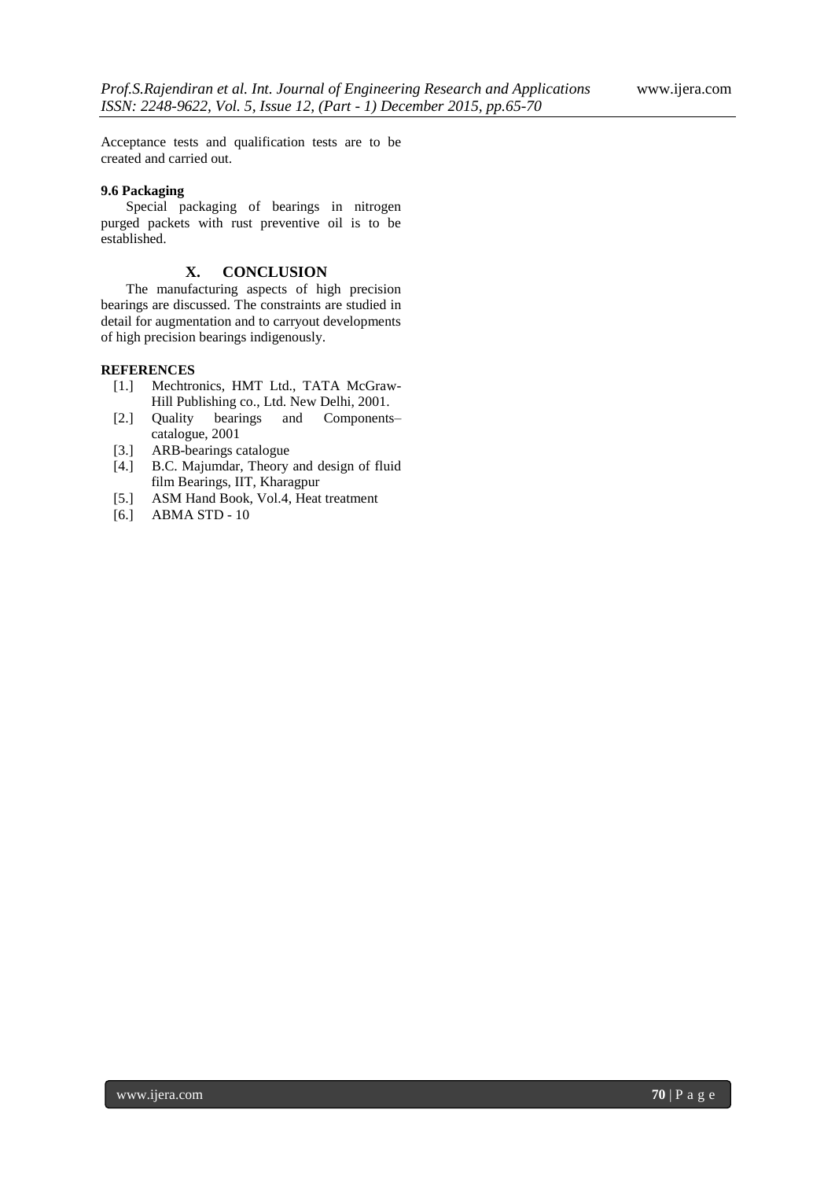Acceptance tests and qualification tests are to be created and carried out.

**9.6 Packaging**

Special packaging of bearings in nitrogen purged packets with rust preventive oil is to be established.

## X. CONCLUSION

The manufacturing aspects of high precision bearings are discussed. The constraints are studied in detail for augmentation and to carryout developments of high precision bearings indigenously.

**REFERENCES**

[1.] Mechtronics, HMT Ltd., TATA McGraw-Hill Publishing co., Ltd. New Delhi, 2001.

[2.] Quality bearings and Components– catalogue, 2001

[3.] ARB-bearings catalogue

[4.] B.C. Majumdar, Theory and design of fluid film Bearings, IIT, Kharagpur

[5.] ASM Hand Book, Vol.4, Heat treatment

[6.] ABMA STD - 10